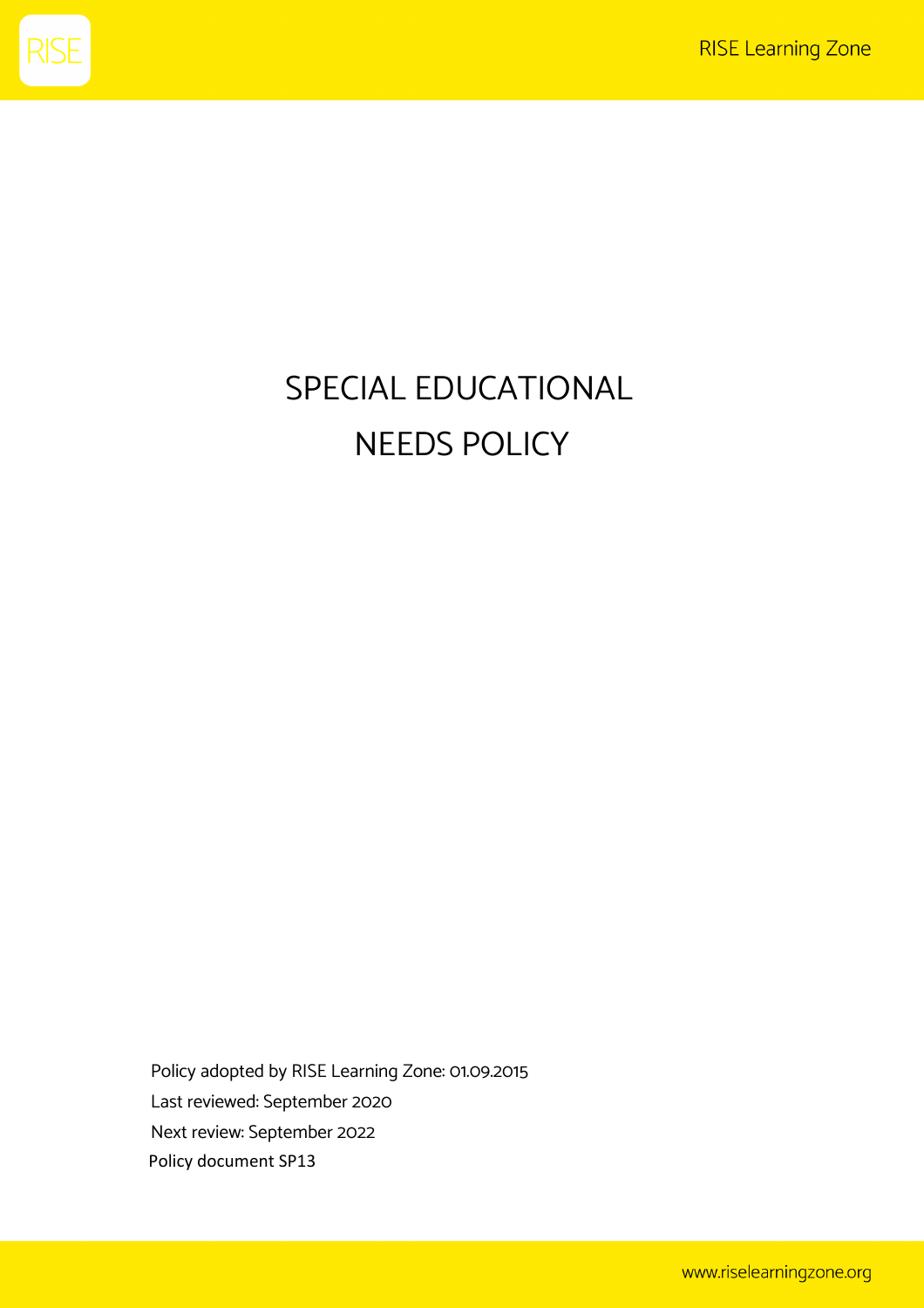# SPECIAL EDUCATIONAL NEEDS POLICY

Policy adopted by RISE Learning Zone: 01.09.2015

Last reviewed: September 2020

Next review: September 2022

Policy document SP13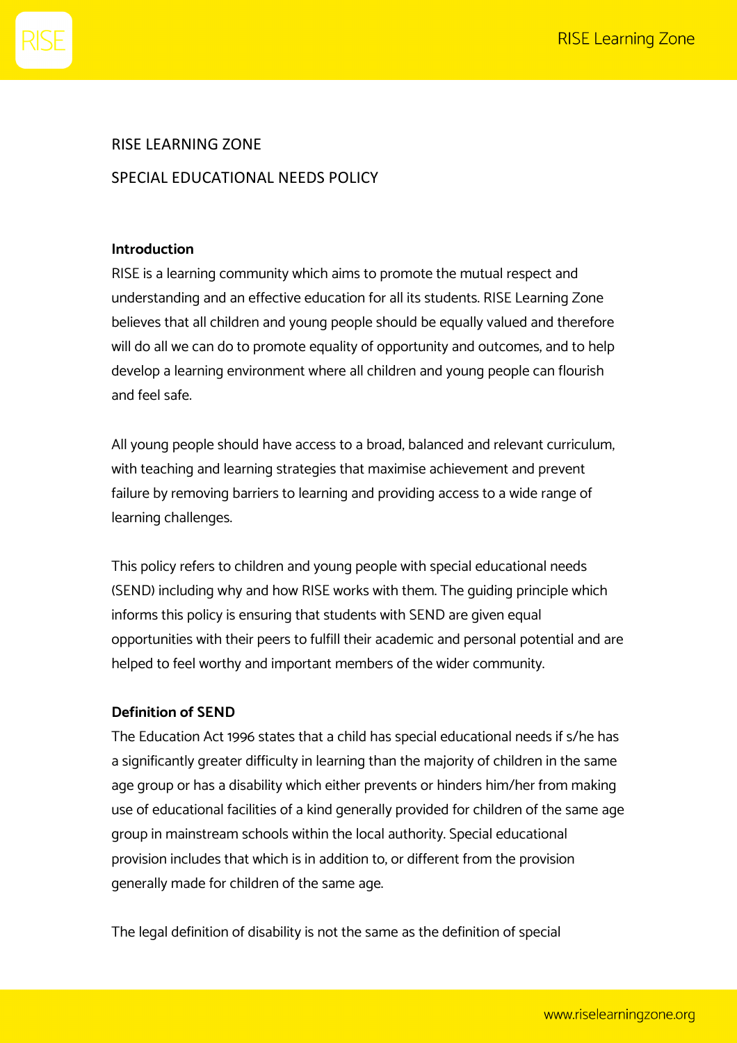RISE LEARNING ZONE

SPECIAL EDUCATIONAL NEEDS POLICY

**Introduction**

RISE is a learning community which aims to promote the mutual respect and understanding and an effective education for all its students. RISE Learning Zone believes that all children and young people should be equally valued and therefore will do all we can do to promote equality of opportunity and outcomes, and to help develop a learning environment where all children and young people can flourish and feel safe.

All young people should have access to a broad, balanced and relevant curriculum, with teaching and learning strategies that maximise achievement and prevent failure by removing barriers to learning and providing access to a wide range of learning challenges.

This policy refers to children and young people with special educational needs (SEND) including why and how RISE works with them. The guiding principle which informs this policy is ensuring that students with SEND are given equal opportunities with their peers to fulfill their academic and personal potential and are helped to feel worthy and important members of the wider community.

**Definition of SEND**

The Education Act 1996 states that a child has special educational needs if s/he has a significantly greater difficulty in learning than the majority of children in the same age group or has a disability which either prevents or hinders him/her from making use of educational facilities of a kind generally provided for children of the same age group in mainstream schools within the local authority. Special educational provision includes that which is in addition to, or different from the provision generally made for children of the same age.

The legal definition of disability is not the same as the definition of special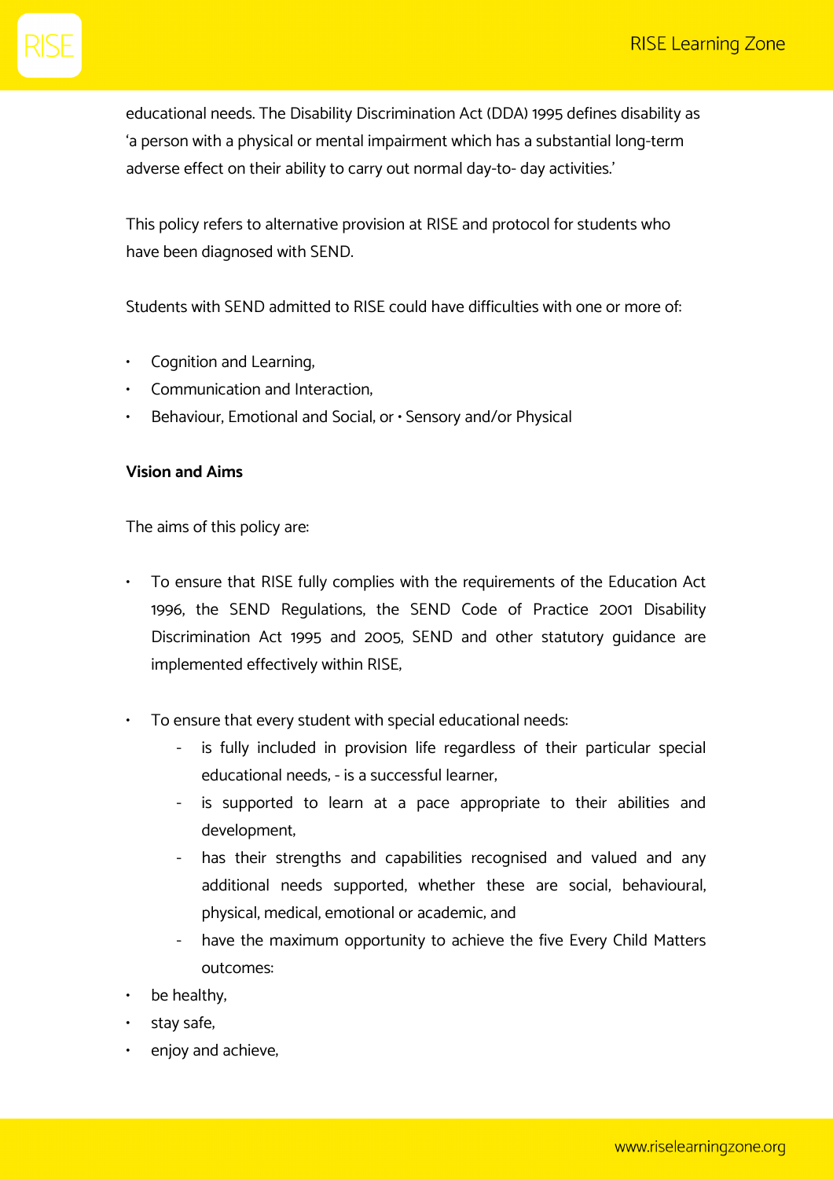educational needs. The Disability Discrimination Act (DDA) 1995 defines disability as 'a person with a physical or mental impairment which has a substantial long-term adverse effect on their ability to carry out normal day-to- day activities.'

This policy refers to alternative provision at RISE and protocol for students who have been diagnosed with SEND.

Students with SEND admitted to RISE could have difficulties with one or more of:

- Cognition and Learning,
- Communication and Interaction,
- Behaviour, Emotional and Social, or • Sensory and/or Physical

**Vision and Aims**

The aims of this policy are:

- To ensure that RISE fully complies with the requirements of the Education Act 1996, the SEND Regulations, the SEND Code of Practice 2001 Disability Discrimination Act 1995 and 2005, SEND and other statutory guidance are implemented effectively within RISE,

- To ensure that every student with special educational needs:
    - is fully included in provision life regardless of their particular special educational needs, - is a successful learner,
    - is supported to learn at a pace appropriate to their abilities and development,
    - has their strengths and capabilities recognised and valued and any additional needs supported, whether these are social, behavioural, physical, medical, emotional or academic, and
    - have the maximum opportunity to achieve the five Every Child Matters outcomes:
- be healthy,
- stay safe,
- enjoy and achieve,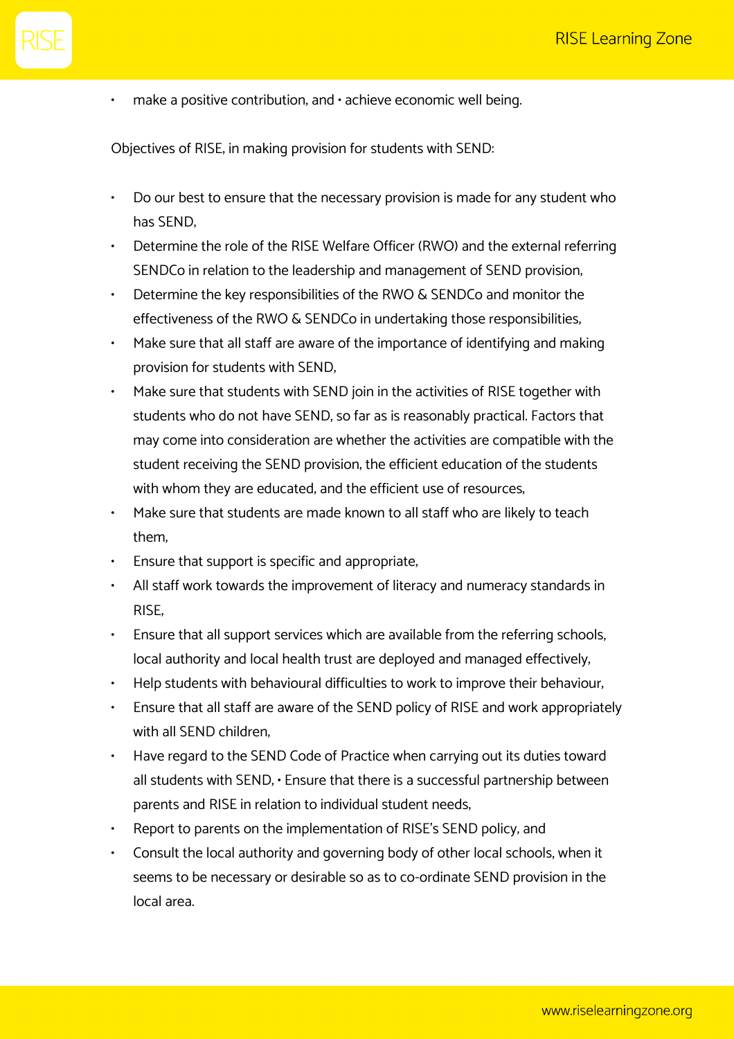- make a positive contribution, and • achieve economic well being.

Objectives of RISE, in making provision for students with SEND:

- Do our best to ensure that the necessary provision is made for any student who has SEND,
- Determine the role of the RISE Welfare Officer (RWO) and the external referring SENDCo in relation to the leadership and management of SEND provision,
- Determine the key responsibilities of the RWO & SENDCo and monitor the effectiveness of the RWO & SENDCo in undertaking those responsibilities,
- Make sure that all staff are aware of the importance of identifying and making provision for students with SEND,
- Make sure that students with SEND join in the activities of RISE together with students who do not have SEND, so far as is reasonably practical. Factors that may come into consideration are whether the activities are compatible with the student receiving the SEND provision, the efficient education of the students with whom they are educated, and the efficient use of resources,
- Make sure that students are made known to all staff who are likely to teach them,
- Ensure that support is specific and appropriate,
- All staff work towards the improvement of literacy and numeracy standards in RISE,
- Ensure that all support services which are available from the referring schools, local authority and local health trust are deployed and managed effectively,
- Help students with behavioural difficulties to work to improve their behaviour,
- Ensure that all staff are aware of the SEND policy of RISE and work appropriately with all SEND children,
- Have regard to the SEND Code of Practice when carrying out its duties toward all students with SEND, • Ensure that there is a successful partnership between parents and RISE in relation to individual student needs,
- Report to parents on the implementation of RISE's SEND policy, and
- Consult the local authority and governing body of other local schools, when it seems to be necessary or desirable so as to co-ordinate SEND provision in the local area.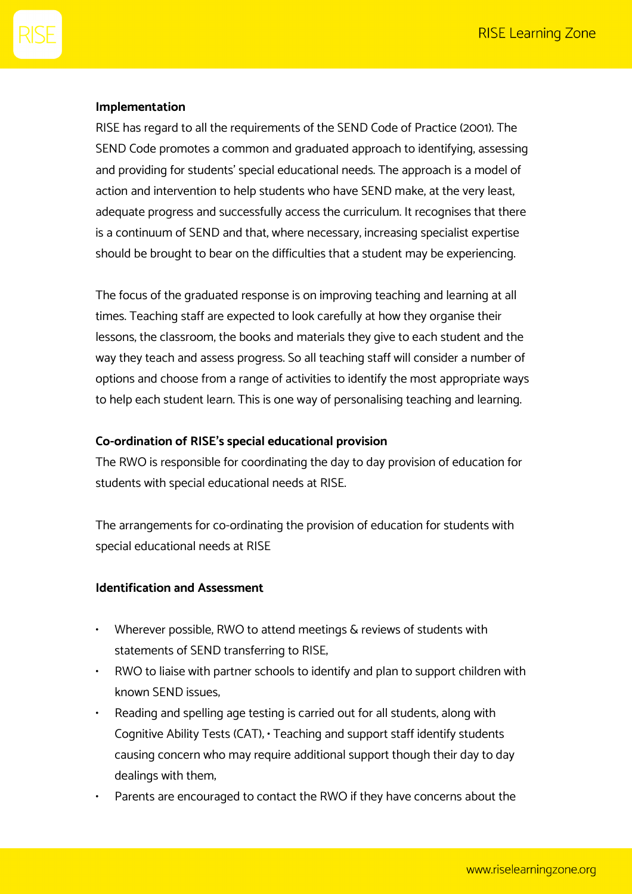**Implementation**

RISE has regard to all the requirements of the SEND Code of Practice (2001). The SEND Code promotes a common and graduated approach to identifying, assessing and providing for students' special educational needs. The approach is a model of action and intervention to help students who have SEND make, at the very least, adequate progress and successfully access the curriculum. It recognises that there is a continuum of SEND and that, where necessary, increasing specialist expertise should be brought to bear on the difficulties that a student may be experiencing.

The focus of the graduated response is on improving teaching and learning at all times. Teaching staff are expected to look carefully at how they organise their lessons, the classroom, the books and materials they give to each student and the way they teach and assess progress. So all teaching staff will consider a number of options and choose from a range of activities to identify the most appropriate ways to help each student learn. This is one way of personalising teaching and learning.

**Co-ordination of RISE's special educational provision**

The RWO is responsible for coordinating the day to day provision of education for students with special educational needs at RISE.

The arrangements for co-ordinating the provision of education for students with special educational needs at RISE

**Identification and Assessment**

- Wherever possible, RWO to attend meetings & reviews of students with statements of SEND transferring to RISE,
- RWO to liaise with partner schools to identify and plan to support children with known SEND issues,
- Reading and spelling age testing is carried out for all students, along with Cognitive Ability Tests (CAT), • Teaching and support staff identify students causing concern who may require additional support though their day to day dealings with them,
- Parents are encouraged to contact the RWO if they have concerns about the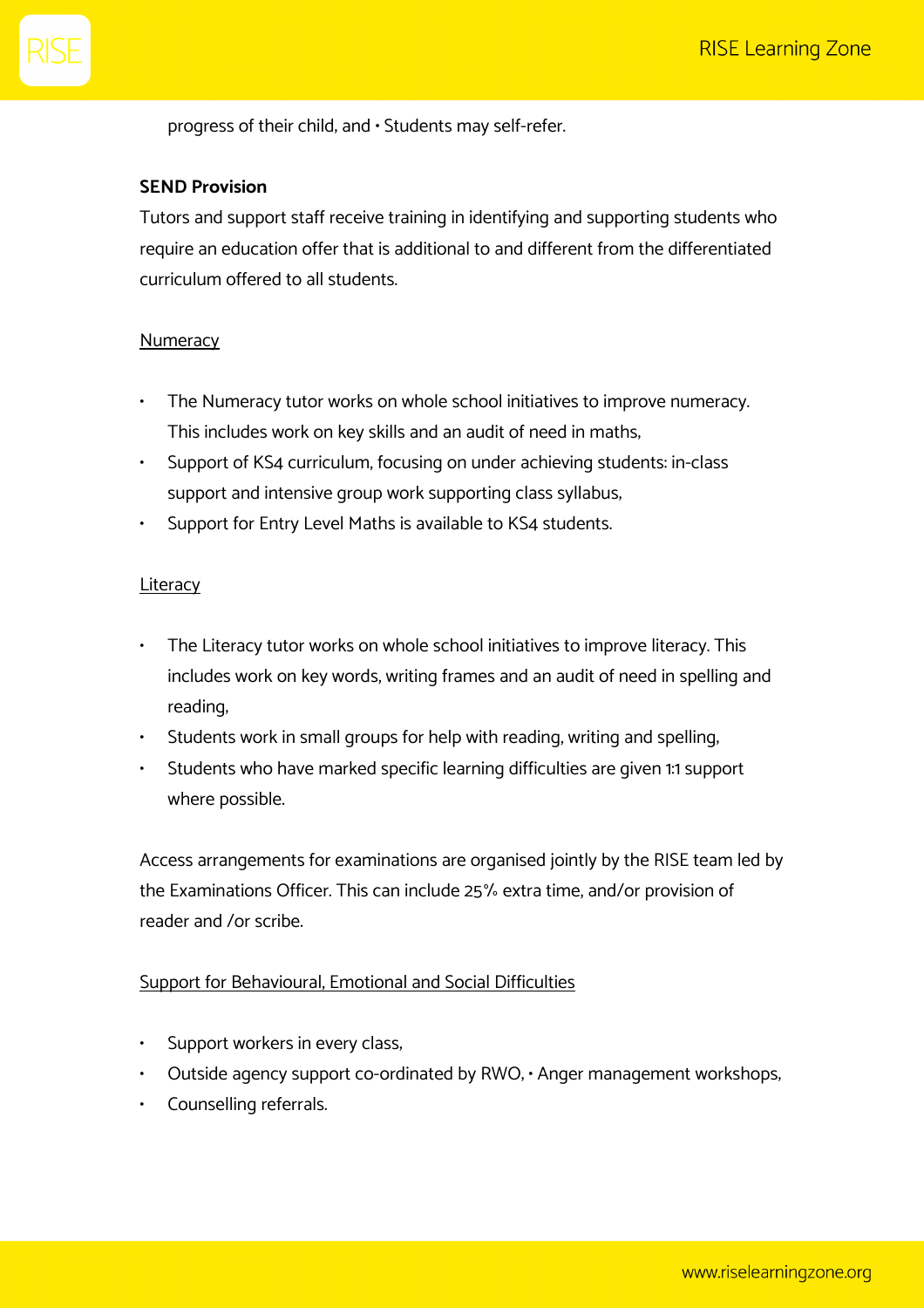progress of their child, and • Students may self-refer.

**SEND Provision**

Tutors and support staff receive training in identifying and supporting students who require an education offer that is additional to and different from the differentiated curriculum offered to all students.

<u>Numeracy</u>

- The Numeracy tutor works on whole school initiatives to improve numeracy. This includes work on key skills and an audit of need in maths,
- Support of KS4 curriculum, focusing on under achieving students: in-class support and intensive group work supporting class syllabus,
- Support for Entry Level Maths is available to KS4 students.

<u>Literacy</u>

- The Literacy tutor works on whole school initiatives to improve literacy. This includes work on key words, writing frames and an audit of need in spelling and reading,
- Students work in small groups for help with reading, writing and spelling,
- Students who have marked specific learning difficulties are given 1:1 support where possible.

Access arrangements for examinations are organised jointly by the RISE team led by the Examinations Officer. This can include 25% extra time, and/or provision of reader and /or scribe.

<u>Support for Behavioural, Emotional and Social Difficulties</u>

- Support workers in every class,
- Outside agency support co-ordinated by RWO, • Anger management workshops,
- Counselling referrals.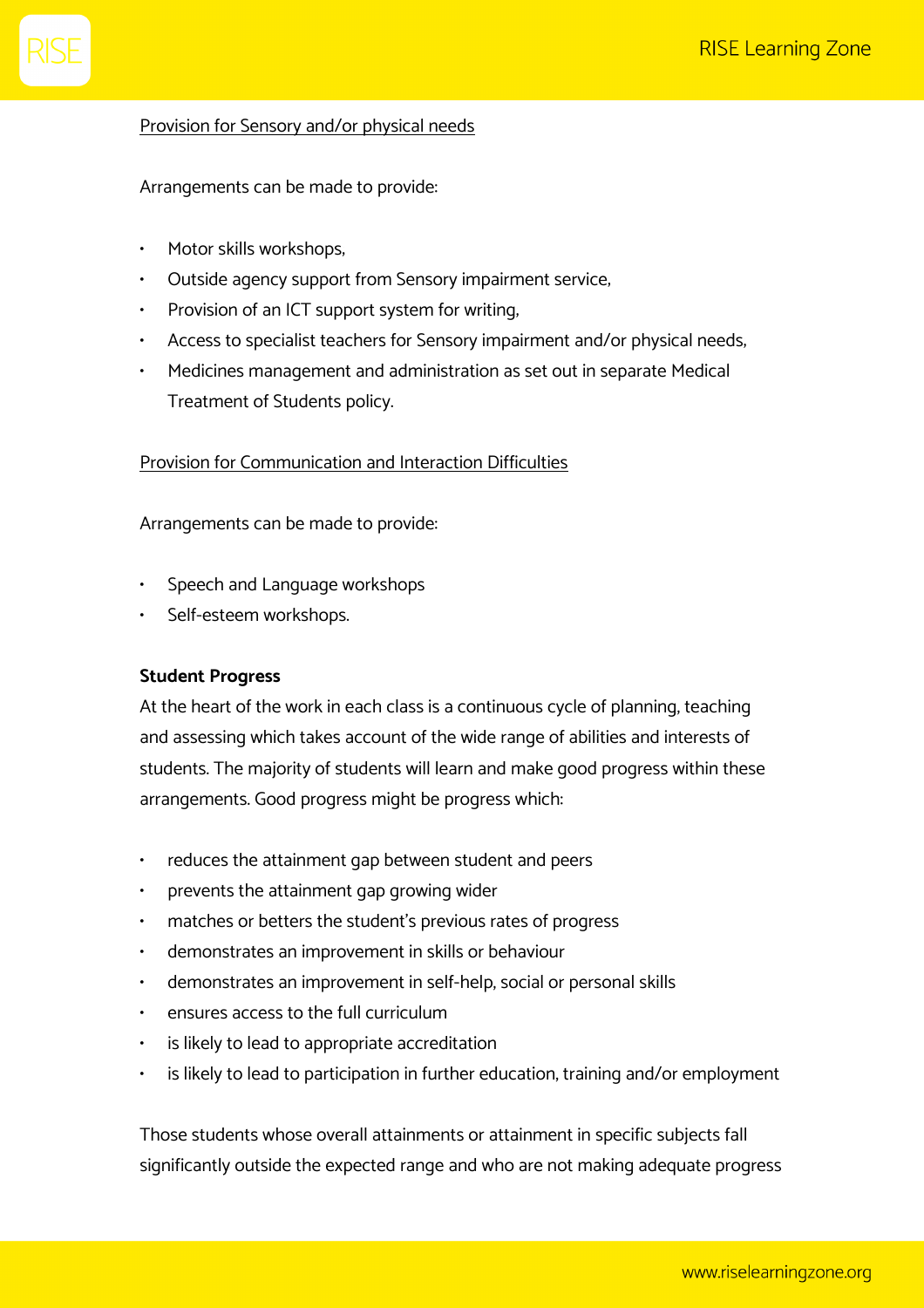Provision for Sensory and/or physical needs

Arrangements can be made to provide:

- Motor skills workshops,
- Outside agency support from Sensory impairment service,
- Provision of an ICT support system for writing,
- Access to specialist teachers for Sensory impairment and/or physical needs,
- Medicines management and administration as set out in separate Medical Treatment of Students policy.

Provision for Communication and Interaction Difficulties

Arrangements can be made to provide:

- Speech and Language workshops
- Self-esteem workshops.

**Student Progress**

At the heart of the work in each class is a continuous cycle of planning, teaching and assessing which takes account of the wide range of abilities and interests of students. The majority of students will learn and make good progress within these arrangements. Good progress might be progress which:

- reduces the attainment gap between student and peers
- prevents the attainment gap growing wider
- matches or betters the student's previous rates of progress
- demonstrates an improvement in skills or behaviour
- demonstrates an improvement in self-help, social or personal skills
- ensures access to the full curriculum
- is likely to lead to appropriate accreditation
- is likely to lead to participation in further education, training and/or employment

Those students whose overall attainments or attainment in specific subjects fall significantly outside the expected range and who are not making adequate progress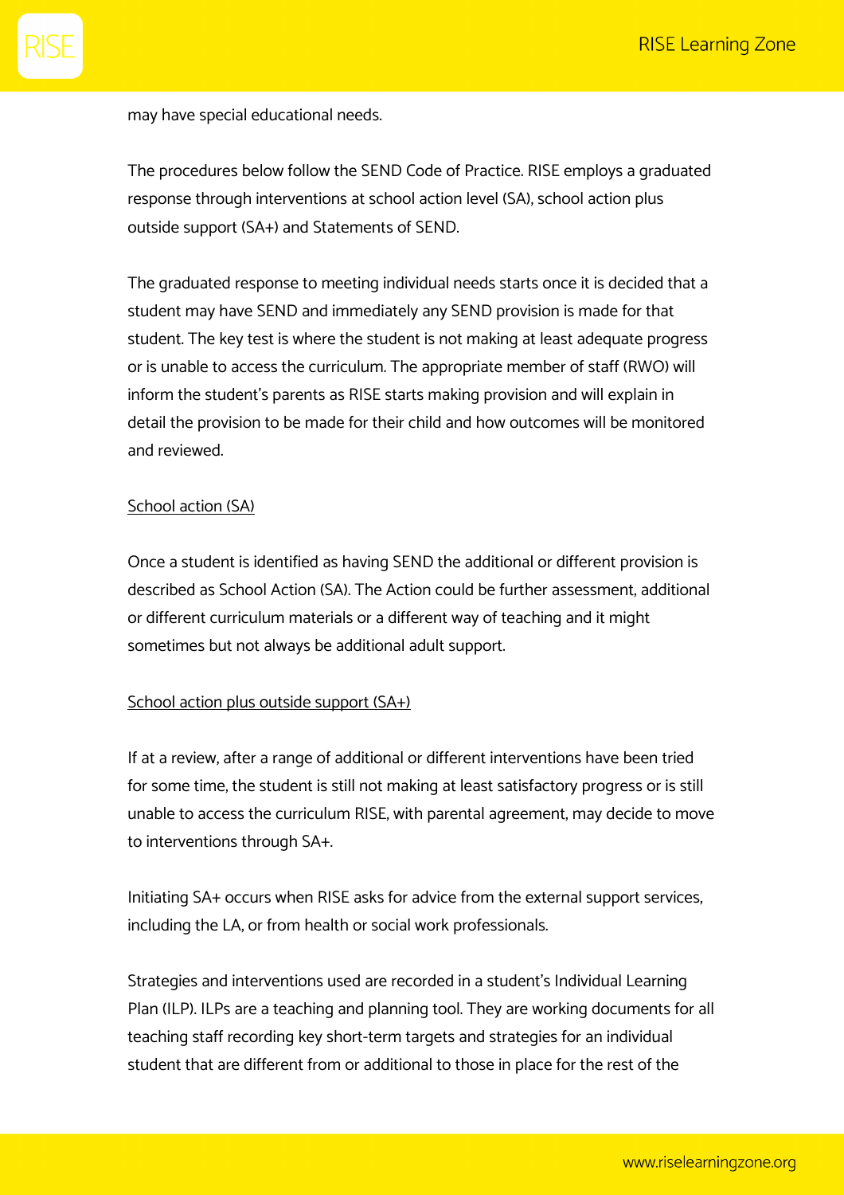may have special educational needs.

The procedures below follow the SEND Code of Practice. RISE employs a graduated response through interventions at school action level (SA), school action plus outside support (SA+) and Statements of SEND.

The graduated response to meeting individual needs starts once it is decided that a student may have SEND and immediately any SEND provision is made for that student. The key test is where the student is not making at least adequate progress or is unable to access the curriculum. The appropriate member of staff (RWO) will inform the student's parents as RISE starts making provision and will explain in detail the provision to be made for their child and how outcomes will be monitored and reviewed.

<u>School action (SA)</u>

Once a student is identified as having SEND the additional or different provision is described as School Action (SA). The Action could be further assessment, additional or different curriculum materials or a different way of teaching and it might sometimes but not always be additional adult support.

<u>School action plus outside support (SA+)</u>

If at a review, after a range of additional or different interventions have been tried for some time, the student is still not making at least satisfactory progress or is still unable to access the curriculum RISE, with parental agreement, may decide to move to interventions through SA+.

Initiating SA+ occurs when RISE asks for advice from the external support services, including the LA, or from health or social work professionals.

Strategies and interventions used are recorded in a student's Individual Learning Plan (ILP). ILPs are a teaching and planning tool. They are working documents for all teaching staff recording key short-term targets and strategies for an individual student that are different from or additional to those in place for the rest of the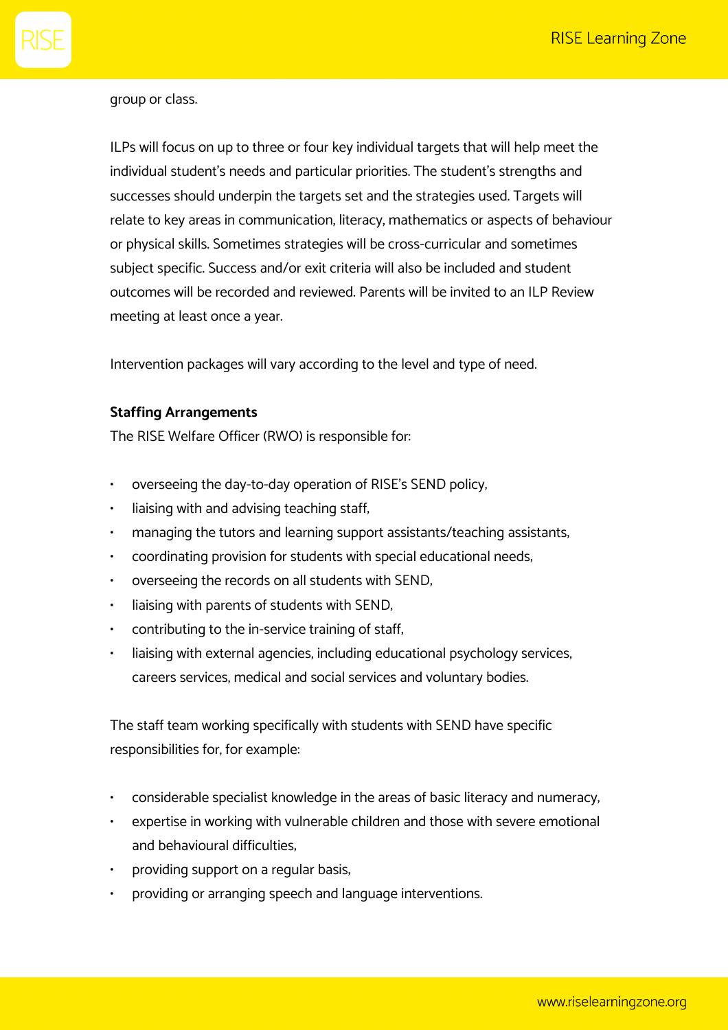group or class.

ILPs will focus on up to three or four key individual targets that will help meet the individual student's needs and particular priorities. The student's strengths and successes should underpin the targets set and the strategies used. Targets will relate to key areas in communication, literacy, mathematics or aspects of behaviour or physical skills. Sometimes strategies will be cross-curricular and sometimes subject specific. Success and/or exit criteria will also be included and student outcomes will be recorded and reviewed. Parents will be invited to an ILP Review meeting at least once a year.

Intervention packages will vary according to the level and type of need.

**Staffing Arrangements**

The RISE Welfare Officer (RWO) is responsible for:

- overseeing the day-to-day operation of RISE's SEND policy,
- liaising with and advising teaching staff,
- managing the tutors and learning support assistants/teaching assistants,
- coordinating provision for students with special educational needs,
- overseeing the records on all students with SEND,
- liaising with parents of students with SEND,
- contributing to the in-service training of staff,
- liaising with external agencies, including educational psychology services, careers services, medical and social services and voluntary bodies.

The staff team working specifically with students with SEND have specific responsibilities for, for example:

- considerable specialist knowledge in the areas of basic literacy and numeracy,
- expertise in working with vulnerable children and those with severe emotional and behavioural difficulties,
- providing support on a regular basis,
- providing or arranging speech and language interventions.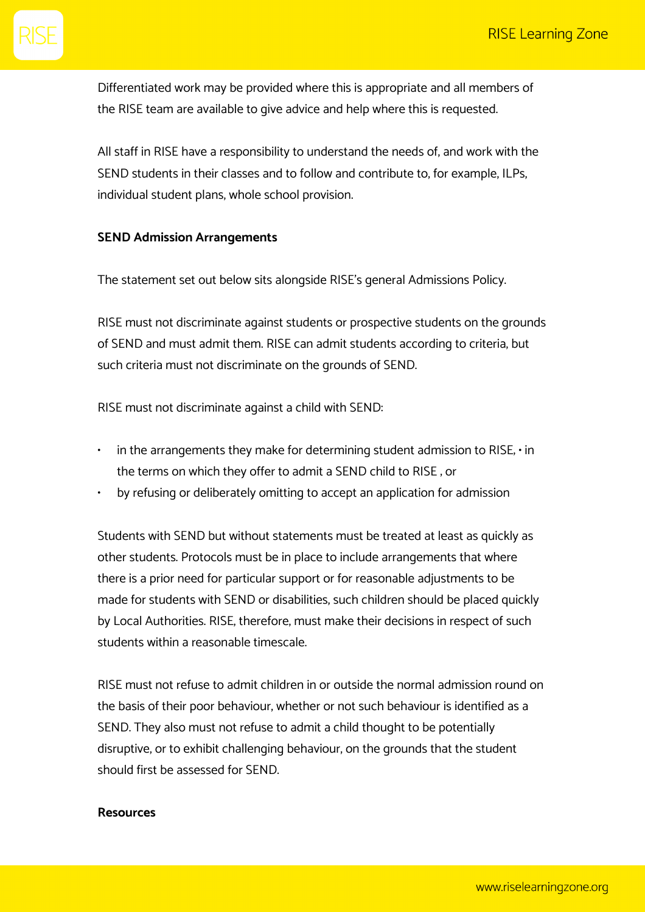Differentiated work may be provided where this is appropriate and all members of the RISE team are available to give advice and help where this is requested.

All staff in RISE have a responsibility to understand the needs of, and work with the SEND students in their classes and to follow and contribute to, for example, ILPs, individual student plans, whole school provision.

**SEND Admission Arrangements**

The statement set out below sits alongside RISE's general Admissions Policy.

RISE must not discriminate against students or prospective students on the grounds of SEND and must admit them. RISE can admit students according to criteria, but such criteria must not discriminate on the grounds of SEND.

RISE must not discriminate against a child with SEND:

- in the arrangements they make for determining student admission to RISE, • in the terms on which they offer to admit a SEND child to RISE , or
- by refusing or deliberately omitting to accept an application for admission

Students with SEND but without statements must be treated at least as quickly as other students. Protocols must be in place to include arrangements that where there is a prior need for particular support or for reasonable adjustments to be made for students with SEND or disabilities, such children should be placed quickly by Local Authorities. RISE, therefore, must make their decisions in respect of such students within a reasonable timescale.

RISE must not refuse to admit children in or outside the normal admission round on the basis of their poor behaviour, whether or not such behaviour is identified as a SEND. They also must not refuse to admit a child thought to be potentially disruptive, or to exhibit challenging behaviour, on the grounds that the student should first be assessed for SEND.

**Resources**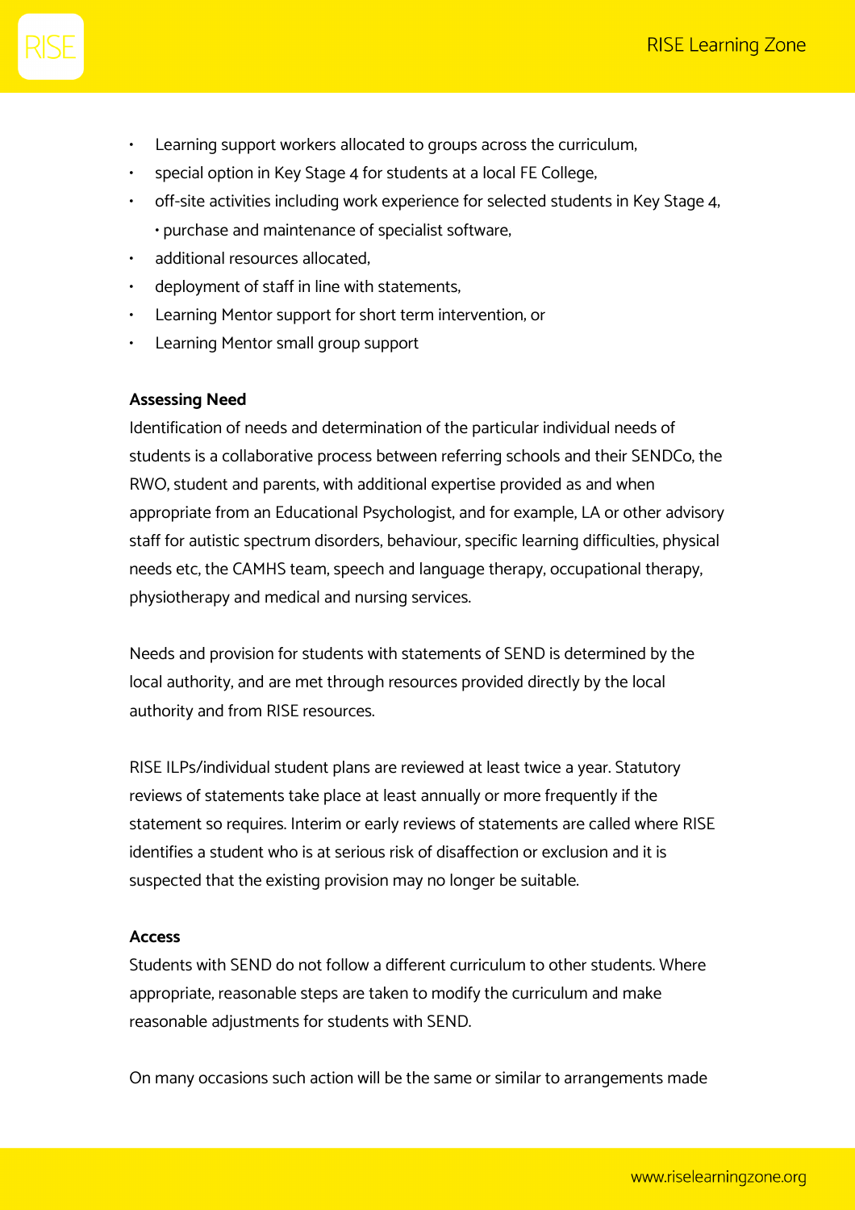- Learning support workers allocated to groups across the curriculum,
- special option in Key Stage 4 for students at a local FE College,
- off-site activities including work experience for selected students in Key Stage 4, • purchase and maintenance of specialist software,
- additional resources allocated,
- deployment of staff in line with statements,
- Learning Mentor support for short term intervention, or
- Learning Mentor small group support

**Assessing Need**

Identification of needs and determination of the particular individual needs of students is a collaborative process between referring schools and their SENDCo, the RWO, student and parents, with additional expertise provided as and when appropriate from an Educational Psychologist, and for example, LA or other advisory staff for autistic spectrum disorders, behaviour, specific learning difficulties, physical needs etc, the CAMHS team, speech and language therapy, occupational therapy, physiotherapy and medical and nursing services.

Needs and provision for students with statements of SEND is determined by the local authority, and are met through resources provided directly by the local authority and from RISE resources.

RISE ILPs/individual student plans are reviewed at least twice a year. Statutory reviews of statements take place at least annually or more frequently if the statement so requires. Interim or early reviews of statements are called where RISE identifies a student who is at serious risk of disaffection or exclusion and it is suspected that the existing provision may no longer be suitable.

**Access**

Students with SEND do not follow a different curriculum to other students. Where appropriate, reasonable steps are taken to modify the curriculum and make reasonable adjustments for students with SEND.

On many occasions such action will be the same or similar to arrangements made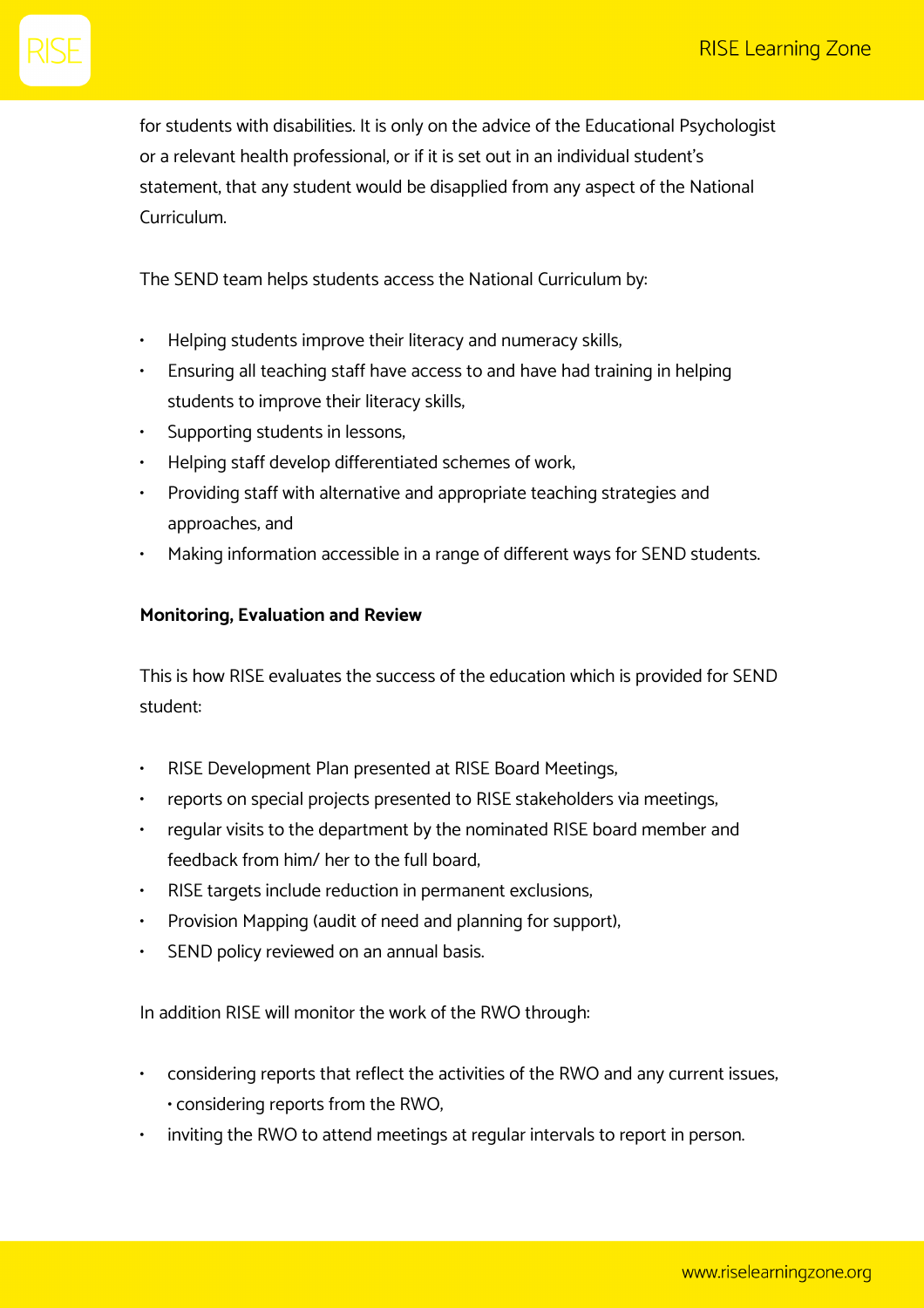for students with disabilities. It is only on the advice of the Educational Psychologist or a relevant health professional, or if it is set out in an individual student's statement, that any student would be disapplied from any aspect of the National Curriculum.

The SEND team helps students access the National Curriculum by:

- Helping students improve their literacy and numeracy skills,
- Ensuring all teaching staff have access to and have had training in helping students to improve their literacy skills,
- Supporting students in lessons,
- Helping staff develop differentiated schemes of work,
- Providing staff with alternative and appropriate teaching strategies and approaches, and
- Making information accessible in a range of different ways for SEND students.

**Monitoring, Evaluation and Review**

This is how RISE evaluates the success of the education which is provided for SEND student:

- RISE Development Plan presented at RISE Board Meetings,
- reports on special projects presented to RISE stakeholders via meetings,
- regular visits to the department by the nominated RISE board member and feedback from him/ her to the full board,
- RISE targets include reduction in permanent exclusions,
- Provision Mapping (audit of need and planning for support),
- SEND policy reviewed on an annual basis.

In addition RISE will monitor the work of the RWO through:

- considering reports that reflect the activities of the RWO and any current issues, • considering reports from the RWO,
- inviting the RWO to attend meetings at regular intervals to report in person.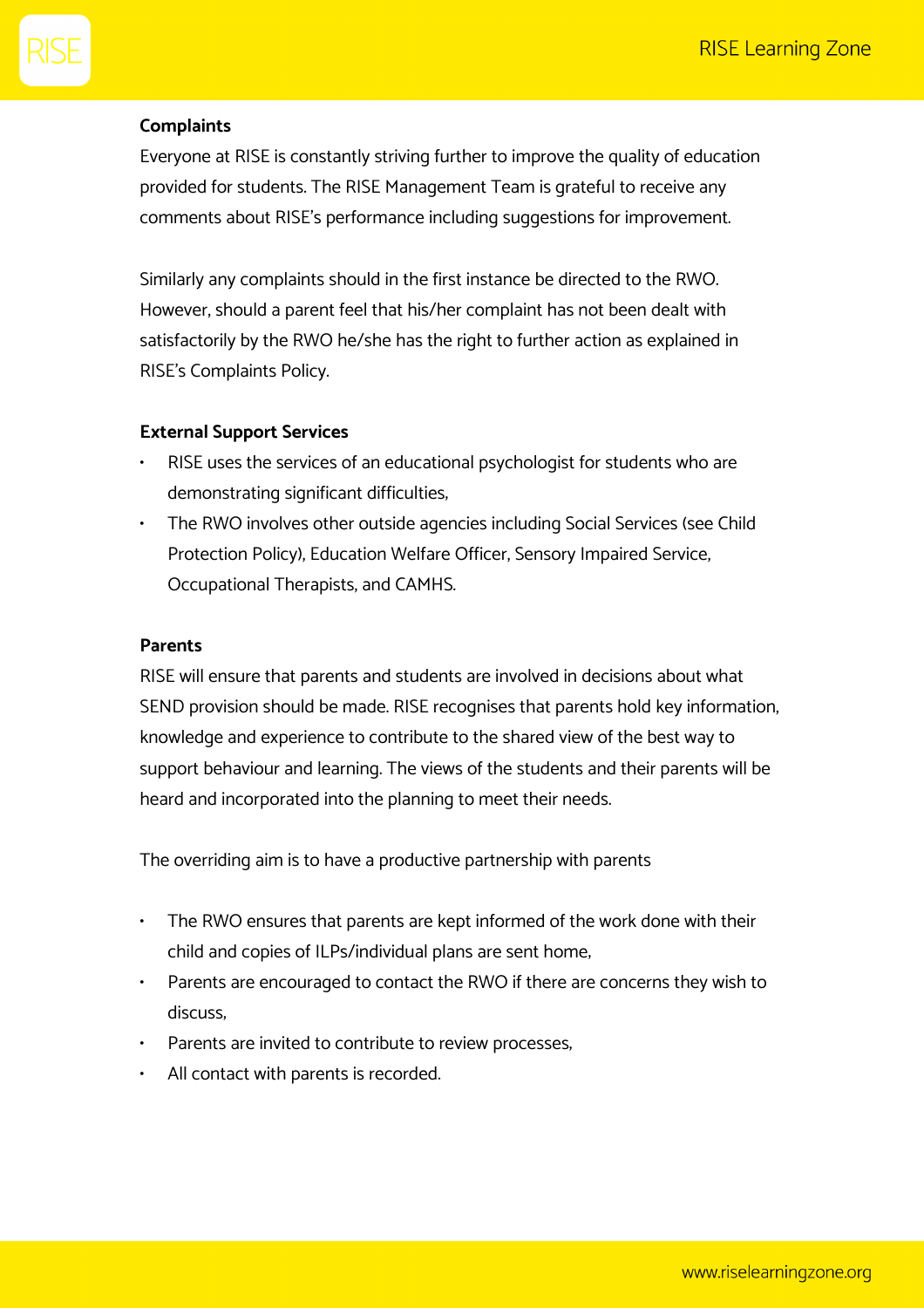### Complaints

Everyone at RISE is constantly striving further to improve the quality of education provided for students. The RISE Management Team is grateful to receive any comments about RISE's performance including suggestions for improvement.

Similarly any complaints should in the first instance be directed to the RWO. However, should a parent feel that his/her complaint has not been dealt with satisfactorily by the RWO he/she has the right to further action as explained in RISE's Complaints Policy.

### External Support Services

- RISE uses the services of an educational psychologist for students who are demonstrating significant difficulties,
- The RWO involves other outside agencies including Social Services (see Child Protection Policy), Education Welfare Officer, Sensory Impaired Service, Occupational Therapists, and CAMHS.

### Parents

RISE will ensure that parents and students are involved in decisions about what SEND provision should be made. RISE recognises that parents hold key information, knowledge and experience to contribute to the shared view of the best way to support behaviour and learning. The views of the students and their parents will be heard and incorporated into the planning to meet their needs.

The overriding aim is to have a productive partnership with parents

- The RWO ensures that parents are kept informed of the work done with their child and copies of ILPs/individual plans are sent home,
- Parents are encouraged to contact the RWO if there are concerns they wish to discuss,
- Parents are invited to contribute to review processes,
- All contact with parents is recorded.